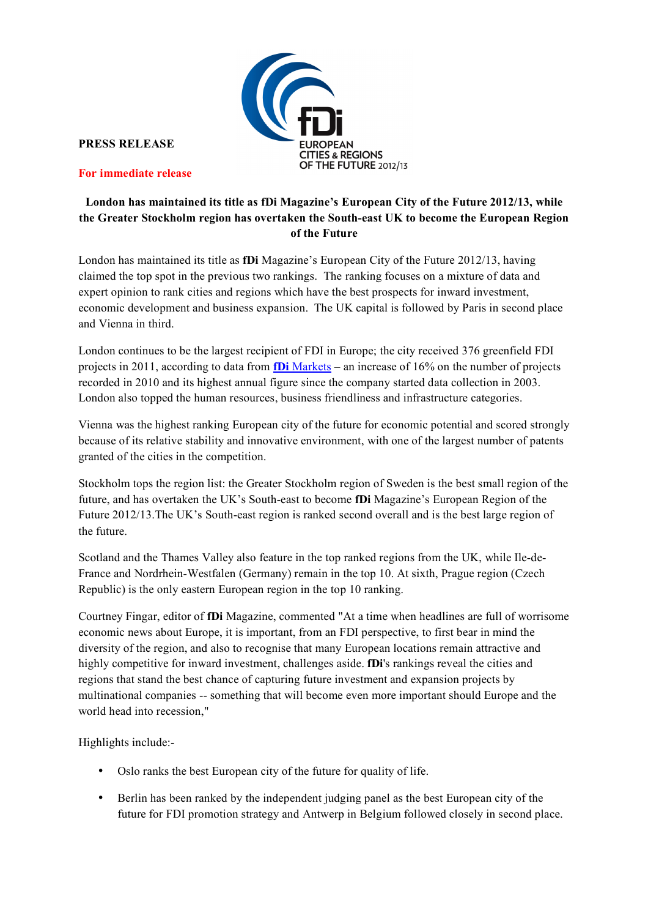**PRESS RELEASE**

**For immediate release**

fDi EUROPEAN CITIES & REGIONS OF THE FUTURE 2012/13

**London has maintained its title as fDi Magazine's European City of the Future 2012/13, while the Greater Stockholm region has overtaken the South-east UK to become the European Region of the Future**

London has maintained its title as **fDi** Magazine's European City of the Future 2012/13, having claimed the top spot in the previous two rankings. The ranking focuses on a mixture of data and expert opinion to rank cities and regions which have the best prospects for inward investment, economic development and business expansion. The UK capital is followed by Paris in second place and Vienna in third.

London continues to be the largest recipient of FDI in Europe; the city received 376 greenfield FDI projects in 2011, according to data from **fDi** Markets – an increase of 16% on the number of projects recorded in 2010 and its highest annual figure since the company started data collection in 2003. London also topped the human resources, business friendliness and infrastructure categories.

Vienna was the highest ranking European city of the future for economic potential and scored strongly because of its relative stability and innovative environment, with one of the largest number of patents granted of the cities in the competition.

Stockholm tops the region list: the Greater Stockholm region of Sweden is the best small region of the future, and has overtaken the UK's South-east to become **fDi** Magazine's European Region of the Future 2012/13.The UK's South-east region is ranked second overall and is the best large region of the future.

Scotland and the Thames Valley also feature in the top ranked regions from the UK, while Ile-de-France and Nordrhein-Westfalen (Germany) remain in the top 10. At sixth, Prague region (Czech Republic) is the only eastern European region in the top 10 ranking.

Courtney Fingar, editor of **fDi** Magazine, commented "At a time when headlines are full of worrisome economic news about Europe, it is important, from an FDI perspective, to first bear in mind the diversity of the region, and also to recognise that many European locations remain attractive and highly competitive for inward investment, challenges aside. **fDi**'s rankings reveal the cities and regions that stand the best chance of capturing future investment and expansion projects by multinational companies -- something that will become even more important should Europe and the world head into recession,"

Highlights include:-

- Oslo ranks the best European city of the future for quality of life.
- Berlin has been ranked by the independent judging panel as the best European city of the future for FDI promotion strategy and Antwerp in Belgium followed closely in second place.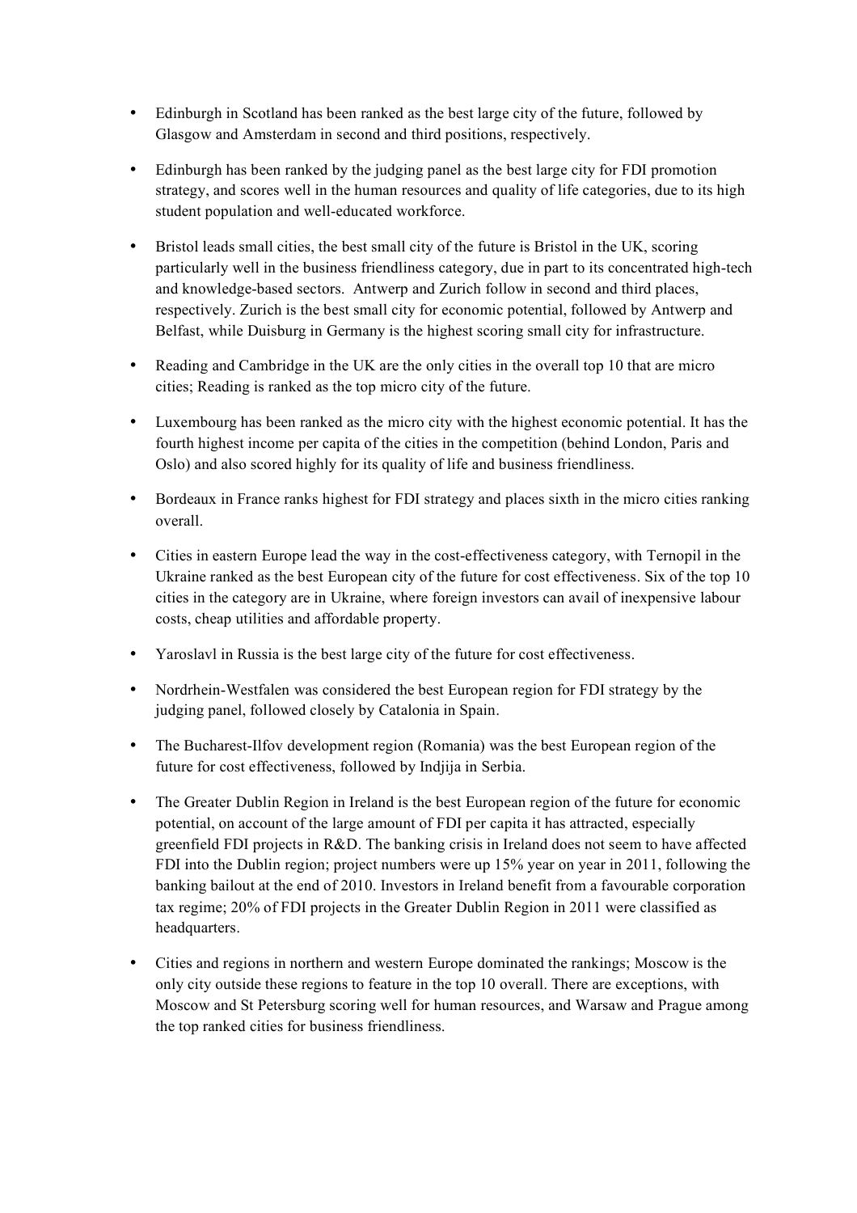- Edinburgh in Scotland has been ranked as the best large city of the future, followed by Glasgow and Amsterdam in second and third positions, respectively.
- Edinburgh has been ranked by the judging panel as the best large city for FDI promotion strategy, and scores well in the human resources and quality of life categories, due to its high student population and well-educated workforce.
- Bristol leads small cities, the best small city of the future is Bristol in the UK, scoring particularly well in the business friendliness category, due in part to its concentrated high-tech and knowledge-based sectors. Antwerp and Zurich follow in second and third places, respectively. Zurich is the best small city for economic potential, followed by Antwerp and Belfast, while Duisburg in Germany is the highest scoring small city for infrastructure.
- Reading and Cambridge in the UK are the only cities in the overall top 10 that are micro cities; Reading is ranked as the top micro city of the future.
- Luxembourg has been ranked as the micro city with the highest economic potential. It has the fourth highest income per capita of the cities in the competition (behind London, Paris and Oslo) and also scored highly for its quality of life and business friendliness.
- Bordeaux in France ranks highest for FDI strategy and places sixth in the micro cities ranking overall.
- Cities in eastern Europe lead the way in the cost-effectiveness category, with Ternopil in the Ukraine ranked as the best European city of the future for cost effectiveness. Six of the top 10 cities in the category are in Ukraine, where foreign investors can avail of inexpensive labour costs, cheap utilities and affordable property.
- Yaroslavl in Russia is the best large city of the future for cost effectiveness.
- Nordrhein-Westfalen was considered the best European region for FDI strategy by the judging panel, followed closely by Catalonia in Spain.
- The Bucharest-Ilfov development region (Romania) was the best European region of the future for cost effectiveness, followed by Indjija in Serbia.
- The Greater Dublin Region in Ireland is the best European region of the future for economic potential, on account of the large amount of FDI per capita it has attracted, especially greenfield FDI projects in R&D. The banking crisis in Ireland does not seem to have affected FDI into the Dublin region; project numbers were up 15% year on year in 2011, following the banking bailout at the end of 2010. Investors in Ireland benefit from a favourable corporation tax regime; 20% of FDI projects in the Greater Dublin Region in 2011 were classified as headquarters.
- Cities and regions in northern and western Europe dominated the rankings; Moscow is the only city outside these regions to feature in the top 10 overall. There are exceptions, with Moscow and St Petersburg scoring well for human resources, and Warsaw and Prague among the top ranked cities for business friendliness.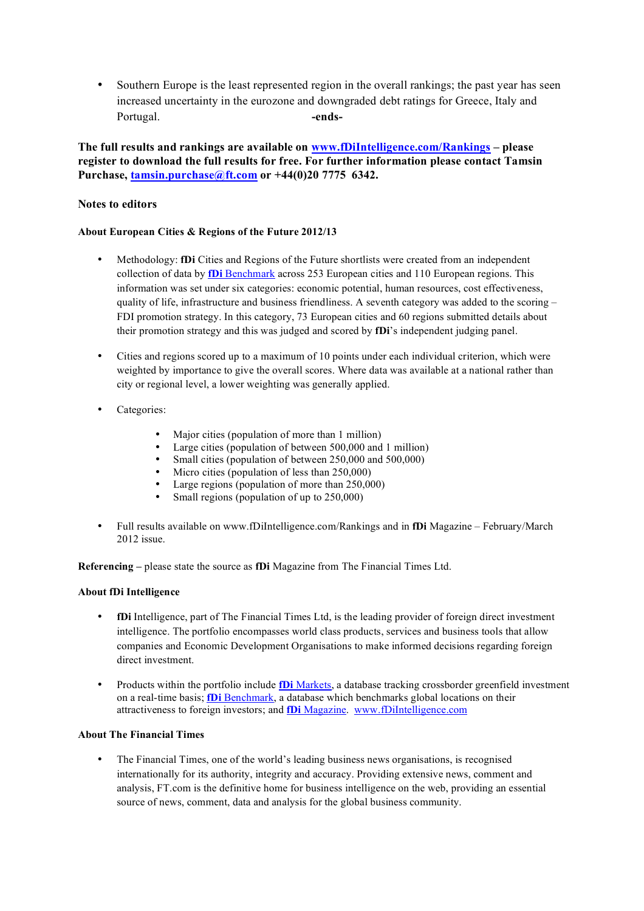- Southern Europe is the least represented region in the overall rankings; the past year has seen increased uncertainty in the eurozone and downgraded debt ratings for Greece, Italy and Portugal.

**-ends-**

**The full results and rankings are available on [www.fDiIntelligence.com/Rankings](http://www.fDiIntelligence.com/Rankings) – please register to download the full results for free. For further information please contact Tamsin Purchase, [tamsin.purchase@ft.com](mailto:tamsin.purchase@ft.com) or +44(0)20 7775 6342.**

**Notes to editors**

**About European Cities & Regions of the Future 2012/13**

- Methodology: **fDi** Cities and Regions of the Future shortlists were created from an independent collection of data by **fDi** Benchmark across 253 European cities and 110 European regions. This information was set under six categories: economic potential, human resources, cost effectiveness, quality of life, infrastructure and business friendliness. A seventh category was added to the scoring – FDI promotion strategy. In this category, 73 European cities and 60 regions submitted details about their promotion strategy and this was judged and scored by **fDi**'s independent judging panel.

- Cities and regions scored up to a maximum of 10 points under each individual criterion, which were weighted by importance to give the overall scores. Where data was available at a national rather than city or regional level, a lower weighting was generally applied.

- Categories:
    - Major cities (population of more than 1 million)
    - Large cities (population of between 500,000 and 1 million)
    - Small cities (population of between 250,000 and 500,000)
    - Micro cities (population of less than 250,000)
    - Large regions (population of more than 250,000)
    - Small regions (population of up to 250,000)

- Full results available on www.fDiIntelligence.com/Rankings and in **fDi** Magazine – February/March 2012 issue.

**Referencing –** please state the source as **fDi** Magazine from The Financial Times Ltd.

**About fDi Intelligence**

- **fDi** Intelligence, part of The Financial Times Ltd, is the leading provider of foreign direct investment intelligence. The portfolio encompasses world class products, services and business tools that allow companies and Economic Development Organisations to make informed decisions regarding foreign direct investment.

- Products within the portfolio include **fDi** Markets, a database tracking crossborder greenfield investment on a real-time basis; **fDi** Benchmark, a database which benchmarks global locations on their attractiveness to foreign investors; and **fDi** Magazine. [www.fDiIntelligence.com](http://www.fDiIntelligence.com)

**About The Financial Times**

- The Financial Times, one of the world's leading business news organisations, is recognised internationally for its authority, integrity and accuracy. Providing extensive news, comment and analysis, FT.com is the definitive home for business intelligence on the web, providing an essential source of news, comment, data and analysis for the global business community.